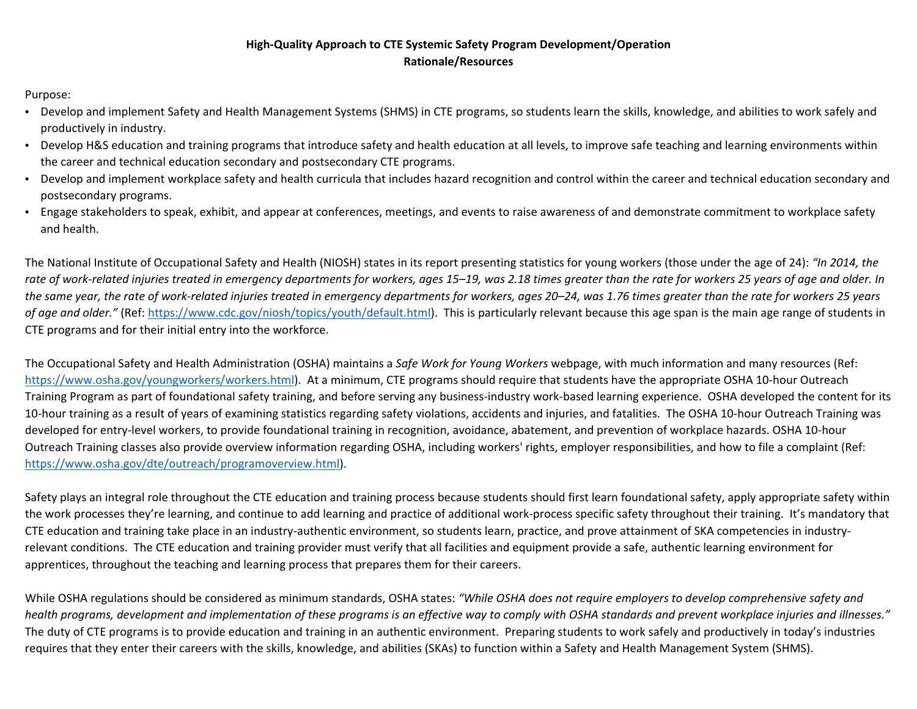**High-Quality Approach to CTE Systemic Safety Program Development/Operation**
**Rationale/Resources**

Purpose:

- Develop and implement Safety and Health Management Systems (SHMS) in CTE programs, so students learn the skills, knowledge, and abilities to work safely and productively in industry.
- Develop H&S education and training programs that introduce safety and health education at all levels, to improve safe teaching and learning environments within the career and technical education secondary and postsecondary CTE programs.
- Develop and implement workplace safety and health curricula that includes hazard recognition and control within the career and technical education secondary and postsecondary programs.
- Engage stakeholders to speak, exhibit, and appear at conferences, meetings, and events to raise awareness of and demonstrate commitment to workplace safety and health.

The National Institute of Occupational Safety and Health (NIOSH) states in its report presenting statistics for young workers (those under the age of 24): *"In 2014, the rate of work-related injuries treated in emergency departments for workers, ages 15–19, was 2.18 times greater than the rate for workers 25 years of age and older. In the same year, the rate of work-related injuries treated in emergency departments for workers, ages 20–24, was 1.76 times greater than the rate for workers 25 years of age and older."* (Ref: [https://www.cdc.gov/niosh/topics/youth/default.html](https://www.cdc.gov/niosh/topics/youth/default.html)). This is particularly relevant because this age span is the main age range of students in CTE programs and for their initial entry into the workforce.

The Occupational Safety and Health Administration (OSHA) maintains a *Safe Work for Young Workers* webpage, with much information and many resources (Ref: [https://www.osha.gov/youngworkers/workers.html](https://www.osha.gov/youngworkers/workers.html)). At a minimum, CTE programs should require that students have the appropriate OSHA 10-hour Outreach Training Program as part of foundational safety training, and before serving any business-industry work-based learning experience. OSHA developed the content for its 10-hour training as a result of years of examining statistics regarding safety violations, accidents and injuries, and fatalities. The OSHA 10-hour Outreach Training was developed for entry-level workers, to provide foundational training in recognition, avoidance, abatement, and prevention of workplace hazards. OSHA 10-hour Outreach Training classes also provide overview information regarding OSHA, including workers' rights, employer responsibilities, and how to file a complaint (Ref: [https://www.osha.gov/dte/outreach/programoverview.html](https://www.osha.gov/dte/outreach/programoverview.html)).

Safety plays an integral role throughout the CTE education and training process because students should first learn foundational safety, apply appropriate safety within the work processes they're learning, and continue to add learning and practice of additional work-process specific safety throughout their training. It's mandatory that CTE education and training take place in an industry-authentic environment, so students learn, practice, and prove attainment of SKA competencies in industry-relevant conditions. The CTE education and training provider must verify that all facilities and equipment provide a safe, authentic learning environment for apprentices, throughout the teaching and learning process that prepares them for their careers.

While OSHA regulations should be considered as minimum standards, OSHA states: *"While OSHA does not require employers to develop comprehensive safety and health programs, development and implementation of these programs is an effective way to comply with OSHA standards and prevent workplace injuries and illnesses."* The duty of CTE programs is to provide education and training in an authentic environment. Preparing students to work safely and productively in today's industries requires that they enter their careers with the skills, knowledge, and abilities (SKAs) to function within a Safety and Health Management System (SHMS).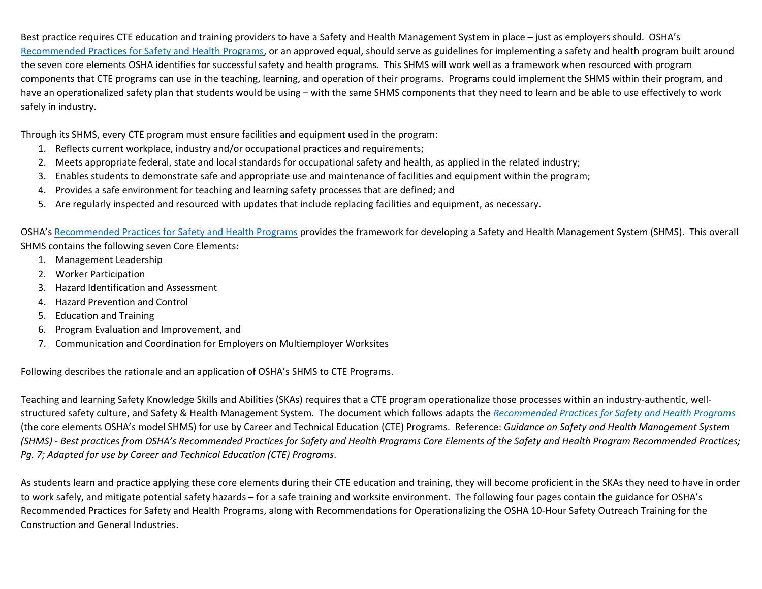Best practice requires CTE education and training providers to have a Safety and Health Management System in place – just as employers should. OSHA's [Recommended Practices for Safety and Health Programs](), or an approved equal, should serve as guidelines for implementing a safety and health program built around the seven core elements OSHA identifies for successful safety and health programs. This SHMS will work well as a framework when resourced with program components that CTE programs can use in the teaching, learning, and operation of their programs. Programs could implement the SHMS within their program, and have an operationalized safety plan that students would be using – with the same SHMS components that they need to learn and be able to use effectively to work safely in industry.

Through its SHMS, every CTE program must ensure facilities and equipment used in the program:

1. Reflects current workplace, industry and/or occupational practices and requirements;
2. Meets appropriate federal, state and local standards for occupational safety and health, as applied in the related industry;
3. Enables students to demonstrate safe and appropriate use and maintenance of facilities and equipment within the program;
4. Provides a safe environment for teaching and learning safety processes that are defined; and
5. Are regularly inspected and resourced with updates that include replacing facilities and equipment, as necessary.

OSHA's [Recommended Practices for Safety and Health Programs]() provides the framework for developing a Safety and Health Management System (SHMS). This overall SHMS contains the following seven Core Elements:

1. Management Leadership
2. Worker Participation
3. Hazard Identification and Assessment
4. Hazard Prevention and Control
5. Education and Training
6. Program Evaluation and Improvement, and
7. Communication and Coordination for Employers on Multiemployer Worksites

Following describes the rationale and an application of OSHA's SHMS to CTE Programs.

Teaching and learning Safety Knowledge Skills and Abilities (SKAs) requires that a CTE program operationalize those processes within an industry-authentic, well-structured safety culture, and Safety & Health Management System. The document which follows adapts the *[Recommended Practices for Safety and Health Programs]()* (the core elements OSHA's model SHMS) for use by Career and Technical Education (CTE) Programs. Reference: *Guidance on Safety and Health Management System (SHMS) - Best practices from OSHA's Recommended Practices for Safety and Health Programs Core Elements of the Safety and Health Program Recommended Practices; Pg. 7; Adapted for use by Career and Technical Education (CTE) Programs*.

As students learn and practice applying these core elements during their CTE education and training, they will become proficient in the SKAs they need to have in order to work safely, and mitigate potential safety hazards – for a safe training and worksite environment. The following four pages contain the guidance for OSHA's Recommended Practices for Safety and Health Programs, along with Recommendations for Operationalizing the OSHA 10-Hour Safety Outreach Training for the Construction and General Industries.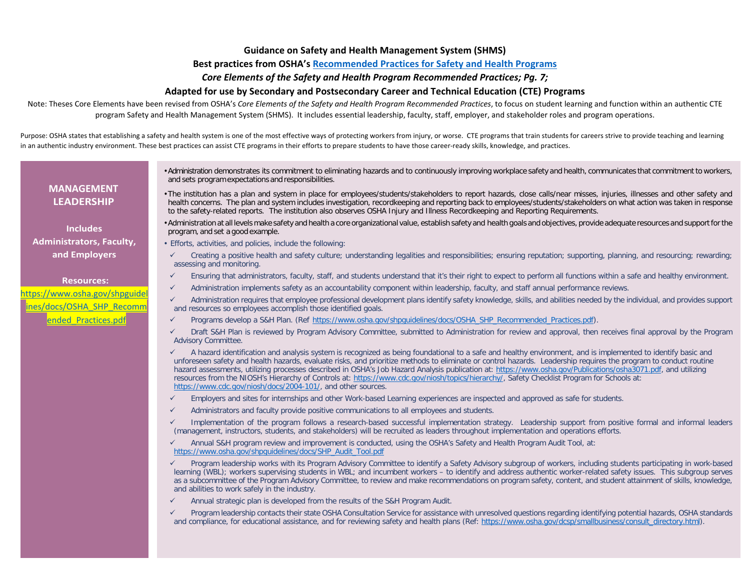**Guidance on Safety and Health Management System (SHMS)**

**Best practices from OSHA's [Recommended Practices for Safety and Health Programs](https://www.osha.gov/shpguidelines/docs/OSHA_SHP_Recommended_Practices.pdf)**

***Core Elements of the Safety and Health Program Recommended Practices; Pg. 7;***

**Adapted for use by Secondary and Postsecondary Career and Technical Education (CTE) Programs**

Note: Theses Core Elements have been revised from OSHA's *Core Elements of the Safety and Health Program Recommended Practices*, to focus on student learning and function within an authentic CTE program Safety and Health Management System (SHMS). It includes essential leadership, faculty, staff, employer, and stakeholder roles and program operations.

Purpose: OSHA states that establishing a safety and health system is one of the most effective ways of protecting workers from injury, or worse. CTE programs that train students for careers strive to provide teaching and learning in an authentic industry environment. These best practices can assist CTE programs in their efforts to prepare students to have those career-ready skills, knowledge, and practices.

## MANAGEMENT LEADERSHIP

**Includes Administrators, Faculty, and Employers**

**Resources:**
https://www.osha.gov/shpguidelines/docs/OSHA_SHP_Recommended_Practices.pdf

- Administration demonstrates its commitment to eliminating hazards and to continuously improving workplace safety and health, communicates that commitment to workers, and sets program expectations and responsibilities.
- The institution has a plan and system in place for employees/students/stakeholders to report hazards, close calls/near misses, injuries, illnesses and other safety and health concerns. The plan and system includes investigation, recordkeeping and reporting back to employees/students/stakeholders on what action was taken in response to the safety-related reports. The institution also observes OSHA Injury and Illness Recordkeeping and Reporting Requirements.
- Administration at all levels make safety and health a core organizational value, establish safety and health goals and objectives, provide adequate resources and support for the program, and set a good example.
- Efforts, activities, and policies, include the following:
  - ✓ Creating a positive health and safety culture; understanding legalities and responsibilities; ensuring reputation; supporting, planning, and resourcing; rewarding; assessing and monitoring.
  - ✓ Ensuring that administrators, faculty, staff, and students understand that it's their right to expect to perform all functions within a safe and healthy environment.
  - ✓ Administration implements safety as an accountability component within leadership, faculty, and staff annual performance reviews.
  - ✓ Administration requires that employee professional development plans identify safety knowledge, skills, and abilities needed by the individual, and provides support and resources so employees accomplish those identified goals.
  - ✓ Programs develop a S&H Plan. (Ref https://www.osha.gov/shpguidelines/docs/OSHA_SHP_Recommended_Practices.pdf).
  - ✓ Draft S&H Plan is reviewed by Program Advisory Committee, submitted to Administration for review and approval, then receives final approval by the Program Advisory Committee.
  - ✓ A hazard identification and analysis system is recognized as being foundational to a safe and healthy environment, and is implemented to identify basic and unforeseen safety and health hazards, evaluate risks, and prioritize methods to eliminate or control hazards. Leadership requires the program to conduct routine hazard assessments, utilizing processes described in OSHA's Job Hazard Analysis publication at: https://www.osha.gov/Publications/osha3071.pdf, and utilizing resources from the NIOSH's Hierarchy of Controls at: https://www.cdc.gov/niosh/topics/hierarchy/, Safety Checklist Program for Schools at: https://www.cdc.gov/niosh/docs/2004-101/, and other sources.
  - ✓ Employers and sites for internships and other Work-based Learning experiences are inspected and approved as safe for students.
  - ✓ Administrators and faculty provide positive communications to all employees and students.
  - ✓ Implementation of the program follows a research-based successful implementation strategy. Leadership support from positive formal and informal leaders (management, instructors, students, and stakeholders) will be recruited as leaders throughout implementation and operations efforts.
  - ✓ Annual S&H program review and improvement is conducted, using the OSHA's Safety and Health Program Audit Tool, at: https://www.osha.gov/shpguidelines/docs/SHP_Audit_Tool.pdf
  - ✓ Program leadership works with its Program Advisory Committee to identify a Safety Advisory subgroup of workers, including students participating in work-based learning (WBL); workers supervising students in WBL; and incumbent workers – to identify and address authentic worker-related safety issues. This subgroup serves as a subcommittee of the Program Advisory Committee, to review and make recommendations on program safety, content, and student attainment of skills, knowledge, and abilities to work safely in the industry.
  - ✓ Annual strategic plan is developed from the results of the S&H Program Audit.
  - ✓ Program leadership contacts their state OSHA Consultation Service for assistance with unresolved questions regarding identifying potential hazards, OSHA standards and compliance, for educational assistance, and for reviewing safety and health plans (Ref: https://www.osha.gov/dcsp/smallbusiness/consult_directory.html).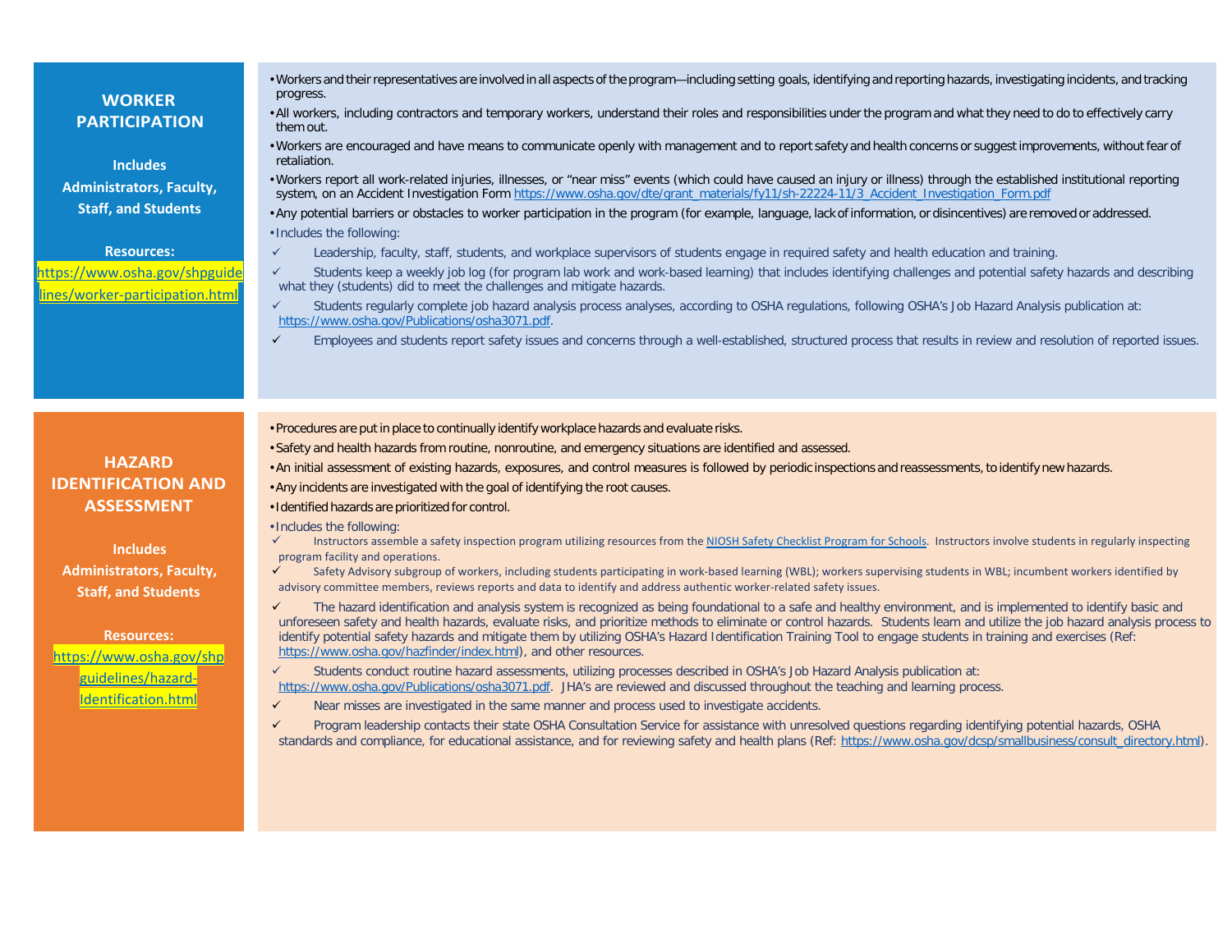## WORKER PARTICIPATION

**Includes Administrators, Faculty, Staff, and Students**

**Resources:**
https://www.osha.gov/shpguidelines/worker-participation.html

- Workers and their representatives are involved in all aspects of the program—including setting goals, identifying and reporting hazards, investigating incidents, and tracking progress.
- All workers, including contractors and temporary workers, understand their roles and responsibilities under the program and what they need to do to effectively carry them out.
- Workers are encouraged and have means to communicate openly with management and to report safety and health concerns or suggest improvements, without fear of retaliation.
- Workers report all work-related injuries, illnesses, or "near miss" events (which could have caused an injury or illness) through the established institutional reporting system, on an Accident Investigation Form https://www.osha.gov/dte/grant_materials/fy11/sh-22224-11/3_Accident_Investigation_Form.pdf
- Any potential barriers or obstacles to worker participation in the program (for example, language, lack of information, or disincentives) are removed or addressed.
- Includes the following:
  - ✓ Leadership, faculty, staff, students, and workplace supervisors of students engage in required safety and health education and training.
  - ✓ Students keep a weekly job log (for program lab work and work-based learning) that includes identifying challenges and potential safety hazards and describing what they (students) did to meet the challenges and mitigate hazards.
  - ✓ Students regularly complete job hazard analysis process analyses, according to OSHA regulations, following OSHA's Job Hazard Analysis publication at: https://www.osha.gov/Publications/osha3071.pdf.
  - ✓ Employees and students report safety issues and concerns through a well-established, structured process that results in review and resolution of reported issues.

## HAZARD IDENTIFICATION AND ASSESSMENT

**Includes Administrators, Faculty, Staff, and Students**

**Resources:**
https://www.osha.gov/shpguidelines/hazard-Identification.html

- Procedures are put in place to continually identify workplace hazards and evaluate risks.
- Safety and health hazards from routine, nonroutine, and emergency situations are identified and assessed.
- An initial assessment of existing hazards, exposures, and control measures is followed by periodic inspections and reassessments, to identify new hazards.
- Any incidents are investigated with the goal of identifying the root causes.
- Identified hazards are prioritized for control.
- Includes the following:
  - ✓ Instructors assemble a safety inspection program utilizing resources from the NIOSH Safety Checklist Program for Schools. Instructors involve students in regularly inspecting program facility and operations.
  - ✓ Safety Advisory subgroup of workers, including students participating in work-based learning (WBL); workers supervising students in WBL; incumbent workers identified by advisory committee members, reviews reports and data to identify and address authentic worker-related safety issues.
  - ✓ The hazard identification and analysis system is recognized as being foundational to a safe and healthy environment, and is implemented to identify basic and unforeseen safety and health hazards, evaluate risks, and prioritize methods to eliminate or control hazards. Students learn and utilize the job hazard analysis process to identify potential safety hazards and mitigate them by utilizing OSHA's Hazard Identification Training Tool to engage students in training and exercises (Ref: https://www.osha.gov/hazfinder/index.html), and other resources.
  - ✓ Students conduct routine hazard assessments, utilizing processes described in OSHA's Job Hazard Analysis publication at: https://www.osha.gov/Publications/osha3071.pdf. JHA's are reviewed and discussed throughout the teaching and learning process.
  - ✓ Near misses are investigated in the same manner and process used to investigate accidents.
  - ✓ Program leadership contacts their state OSHA Consultation Service for assistance with unresolved questions regarding identifying potential hazards, OSHA standards and compliance, for educational assistance, and for reviewing safety and health plans (Ref: https://www.osha.gov/dcsp/smallbusiness/consult_directory.html).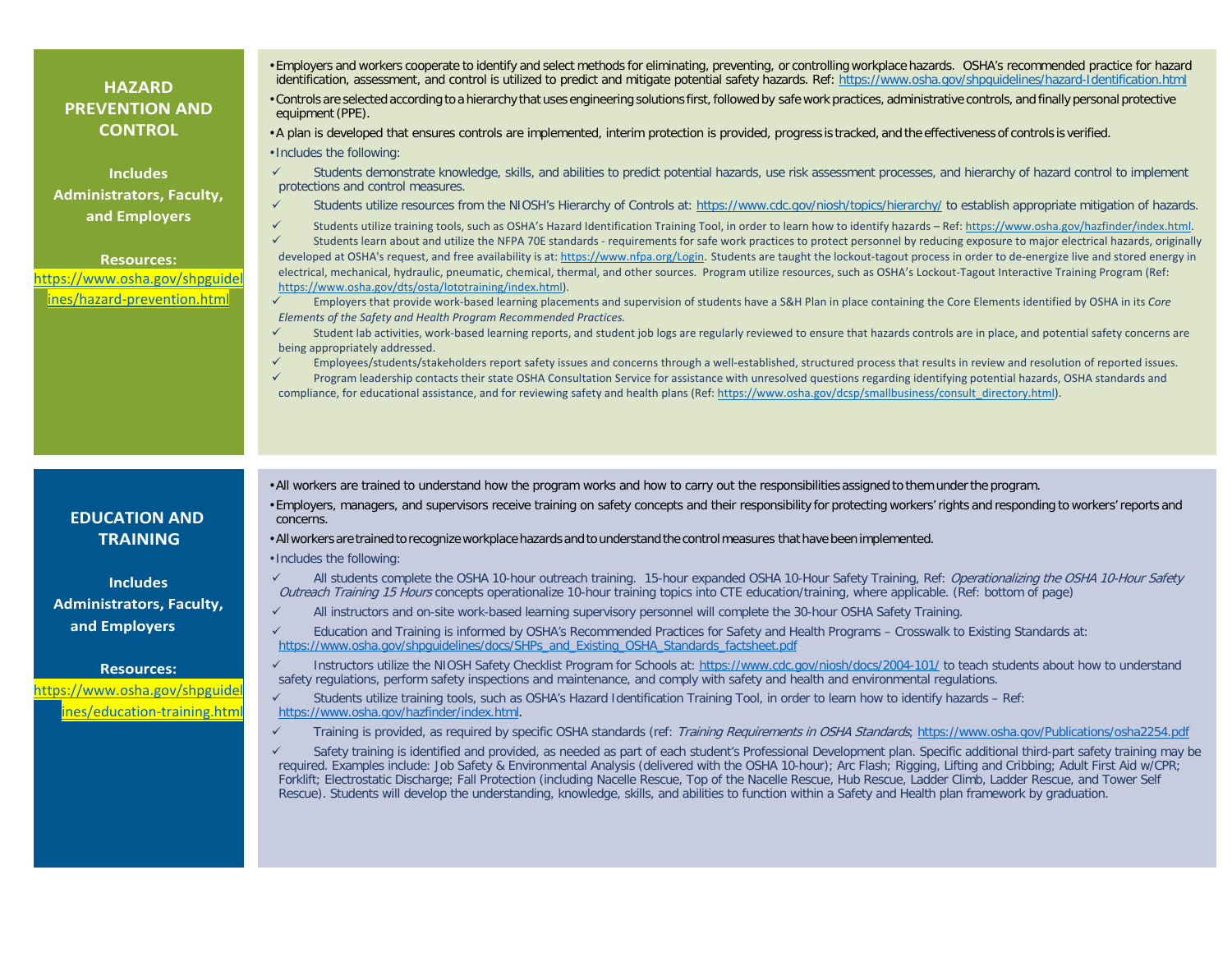## HAZARD PREVENTION AND CONTROL

**Includes Administrators, Faculty, and Employers**

**Resources:** https://www.osha.gov/shpguidelines/hazard-prevention.html

- Employers and workers cooperate to identify and select methods for eliminating, preventing, or controlling workplace hazards. OSHA's recommended practice for hazard identification, assessment, and control is utilized to predict and mitigate potential safety hazards. Ref: https://www.osha.gov/shpguidelines/hazard-Identification.html
- Controls are selected according to a hierarchy that uses engineering solutions first, followed by safe work practices, administrative controls, and finally personal protective equipment (PPE).
- A plan is developed that ensures controls are implemented, interim protection is provided, progress is tracked, and the effectiveness of controls is verified.
- Includes the following:

✓ Students demonstrate knowledge, skills, and abilities to predict potential hazards, use risk assessment processes, and hierarchy of hazard control to implement protections and control measures.

✓ Students utilize resources from the NIOSH's Hierarchy of Controls at: https://www.cdc.gov/niosh/topics/hierarchy/ to establish appropriate mitigation of hazards.

✓ Students utilize training tools, such as OSHA's Hazard Identification Training Tool, in order to learn how to identify hazards – Ref: https://www.osha.gov/hazfinder/index.html.

✓ Students learn about and utilize the NFPA 70E standards - requirements for safe work practices to protect personnel by reducing exposure to major electrical hazards, originally developed at OSHA's request, and free availability is at: https://www.nfpa.org/Login. Students are taught the lockout-tagout process in order to de-energize live and stored energy in electrical, mechanical, hydraulic, pneumatic, chemical, thermal, and other sources. Program utilize resources, such as OSHA's Lockout-Tagout Interactive Training Program (Ref: https://www.osha.gov/dts/osta/lototraining/index.html).

✓ Employers that provide work-based learning placements and supervision of students have a S&H Plan in place containing the Core Elements identified by OSHA in its *Core Elements of the Safety and Health Program Recommended Practices.*

✓ Student lab activities, work-based learning reports, and student job logs are regularly reviewed to ensure that hazards controls are in place, and potential safety concerns are being appropriately addressed.

✓ Employees/students/stakeholders report safety issues and concerns through a well-established, structured process that results in review and resolution of reported issues.

✓ Program leadership contacts their state OSHA Consultation Service for assistance with unresolved questions regarding identifying potential hazards, OSHA standards and compliance, for educational assistance, and for reviewing safety and health plans (Ref: https://www.osha.gov/dcsp/smallbusiness/consult_directory.html).

## EDUCATION AND TRAINING

**Includes Administrators, Faculty, and Employers**

**Resources:** https://www.osha.gov/shpguidelines/education-training.html

- All workers are trained to understand how the program works and how to carry out the responsibilities assigned to them under the program.
- Employers, managers, and supervisors receive training on safety concepts and their responsibility for protecting workers' rights and responding to workers' reports and concerns.
- All workers are trained to recognize workplace hazards and to understand the control measures that have been implemented.
- Includes the following:

✓ All students complete the OSHA 10-hour outreach training. 15-hour expanded OSHA 10-Hour Safety Training, Ref: *Operationalizing the OSHA 10-Hour Safety Outreach Training 15 Hours* concepts operationalize 10-hour training topics into CTE education/training, where applicable. (Ref: bottom of page)

✓ All instructors and on-site work-based learning supervisory personnel will complete the 30-hour OSHA Safety Training.

✓ Education and Training is informed by OSHA's Recommended Practices for Safety and Health Programs – Crosswalk to Existing Standards at: https://www.osha.gov/shpguidelines/docs/SHPs_and_Existing_OSHA_Standards_factsheet.pdf

✓ Instructors utilize the NIOSH Safety Checklist Program for Schools at: https://www.cdc.gov/niosh/docs/2004-101/ to teach students about how to understand safety regulations, perform safety inspections and maintenance, and comply with safety and health and environmental regulations.

✓ Students utilize training tools, such as OSHA's Hazard Identification Training Tool, in order to learn how to identify hazards – Ref: https://www.osha.gov/hazfinder/index.html.

✓ Training is provided, as required by specific OSHA standards (ref: *Training Requirements in OSHA Standards*; https://www.osha.gov/Publications/osha2254.pdf

✓ Safety training is identified and provided, as needed as part of each student's Professional Development plan. Specific additional third-part safety training may be required. Examples include: Job Safety & Environmental Analysis (delivered with the OSHA 10-hour); Arc Flash; Rigging, Lifting and Cribbing; Adult First Aid w/CPR; Forklift; Electrostatic Discharge; Fall Protection (including Nacelle Rescue, Top of the Nacelle Rescue, Hub Rescue, Ladder Climb, Ladder Rescue, and Tower Self Rescue). Students will develop the understanding, knowledge, skills, and abilities to function within a Safety and Health plan framework by graduation.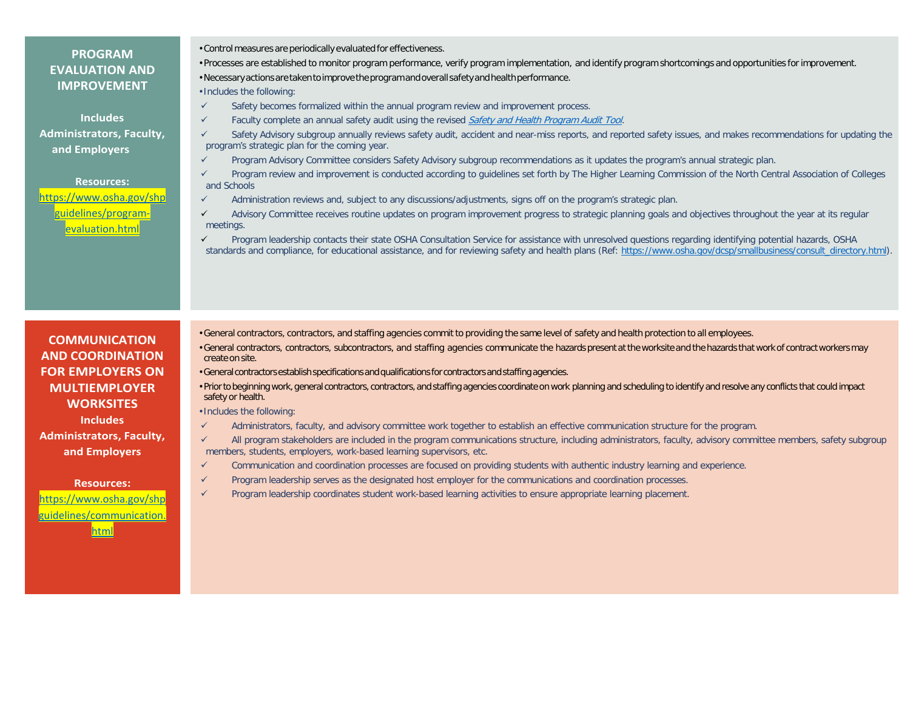## PROGRAM EVALUATION AND IMPROVEMENT

**Includes Administrators, Faculty, and Employers**

**Resources:** [https://www.osha.gov/shpguidelines/program-evaluation.html](https://www.osha.gov/shpguidelines/program-evaluation.html)

- Control measures are periodically evaluated for effectiveness.
- Processes are established to monitor program performance, verify program implementation, and identify program shortcomings and opportunities for improvement.
- Necessary actions are taken to improve the program and overall safety and health performance.
- Includes the following:
  - ✓ Safety becomes formalized within the annual program review and improvement process.
  - ✓ Faculty complete an annual safety audit using the revised *Safety and Health Program Audit Tool*.
  - ✓ Safety Advisory subgroup annually reviews safety audit, accident and near-miss reports, and reported safety issues, and makes recommendations for updating the program's strategic plan for the coming year.
  - ✓ Program Advisory Committee considers Safety Advisory subgroup recommendations as it updates the program's annual strategic plan.
  - ✓ Program review and improvement is conducted according to guidelines set forth by The Higher Learning Commission of the North Central Association of Colleges and Schools
  - ✓ Administration reviews and, subject to any discussions/adjustments, signs off on the program's strategic plan.
  - ✓ Advisory Committee receives routine updates on program improvement progress to strategic planning goals and objectives throughout the year at its regular meetings.
  - ✓ Program leadership contacts their state OSHA Consultation Service for assistance with unresolved questions regarding identifying potential hazards, OSHA standards and compliance, for educational assistance, and for reviewing safety and health plans (Ref: [https://www.osha.gov/dcsp/smallbusiness/consult_directory.html](https://www.osha.gov/dcsp/smallbusiness/consult_directory.html)).

## COMMUNICATION AND COORDINATION FOR EMPLOYERS ON MULTIEMPLOYER WORKSITES

**Includes Administrators, Faculty, and Employers**

**Resources:** [https://www.osha.gov/shpguidelines/communication.html](https://www.osha.gov/shpguidelines/communication.html)

- General contractors, contractors, and staffing agencies commit to providing the same level of safety and health protection to all employees.
- General contractors, contractors, subcontractors, and staffing agencies communicate the hazards present at the worksite and the hazards that work of contract workers may create on site.
- General contractors establish specifications and qualifications for contractors and staffing agencies.
- Prior to beginning work, general contractors, contractors, and staffing agencies coordinate on work planning and scheduling to identify and resolve any conflicts that could impact safety or health.
- Includes the following:
  - ✓ Administrators, faculty, and advisory committee work together to establish an effective communication structure for the program.
  - ✓ All program stakeholders are included in the program communications structure, including administrators, faculty, advisory committee members, safety subgroup members, students, employers, work-based learning supervisors, etc.
  - ✓ Communication and coordination processes are focused on providing students with authentic industry learning and experience.
  - ✓ Program leadership serves as the designated host employer for the communications and coordination processes.
  - ✓ Program leadership coordinates student work-based learning activities to ensure appropriate learning placement.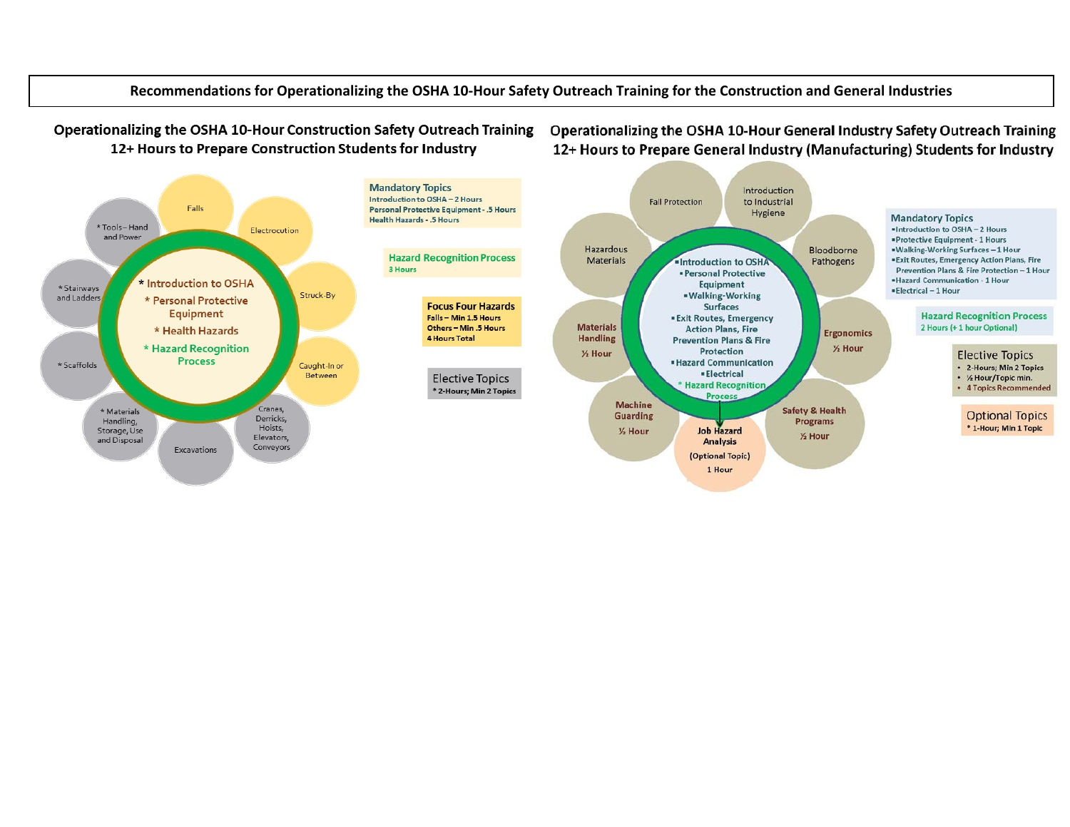# Recommendations for Operationalizing the OSHA 10-Hour Safety Outreach Training for the Construction and General Industries

## Operationalizing the OSHA 10-Hour Construction Safety Outreach Training
### 12+ Hours to Prepare Construction Students for Industry

* Introduction to OSHA
* Personal Protective Equipment
* Health Hazards
* Hazard Recognition Process

Falls

Electrocution

Struck-By

Caught-In or Between

Cranes, Derricks, Hoists, Elevators, Conveyors

Excavations

* Materials Handling, Storage, Use and Disposal

* Scaffolds

* Stairways and Ladders

* Tools – Hand and Power

**Mandatory Topics**
Introduction to OSHA – 2 Hours
Personal Protective Equipment - .5 Hours
Health Hazards - .5 Hours

**Hazard Recognition Process**
3 Hours

**Focus Four Hazards**
Falls – Min 1.5 Hours
Others – Min .5 Hours
4 Hours Total

**Elective Topics**
* 2-Hours; Min 2 Topics

## Operationalizing the OSHA 10-Hour General Industry Safety Outreach Training
### 12+ Hours to Prepare General Industry (Manufacturing) Students for Industry

- Introduction to OSHA
- Personal Protective Equipment
- Walking-Working Surfaces
- Exit Routes, Emergency Action Plans, Fire Prevention Plans & Fire Protection
- Hazard Communication
- Electrical
- * Hazard Recognition Process

Fall Protection

Introduction to Industrial Hygiene

Bloodborne Pathogens

Ergonomics ½ Hour

Safety & Health Programs ½ Hour

Job Hazard Analysis (Optional Topic) 1 Hour

Machine Guarding ½ Hour

Materials Handling ½ Hour

Hazardous Materials

**Mandatory Topics**
- Introduction to OSHA – 2 Hours
- Protective Equipment - 1 Hours
- Walking-Working Surfaces – 1 Hour
- Exit Routes, Emergency Action Plans, Fire Prevention Plans & Fire Protection – 1 Hour
- Hazard Communication - 1 Hour
- Electrical – 1 Hour

**Hazard Recognition Process**
2 Hours (+ 1 hour Optional)

**Elective Topics**
- 2-Hours; Min 2 Topics
- ½ Hour/Topic min.
- 4 Topics Recommended

**Optional Topics**
* 1-Hour; Min 1 Topic